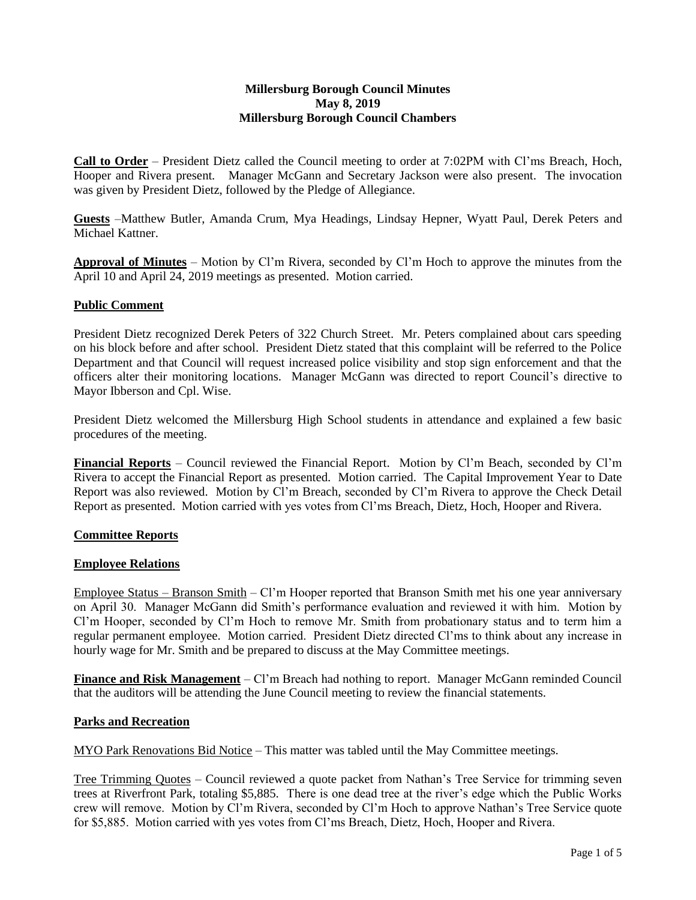**Millersburg Borough Council Minutes**
**May 8, 2019**
**Millersburg Borough Council Chambers**

**Call to Order** – President Dietz called the Council meeting to order at 7:02PM with Cl'ms Breach, Hoch, Hooper and Rivera present. Manager McGann and Secretary Jackson were also present. The invocation was given by President Dietz, followed by the Pledge of Allegiance.

**Guests** –Matthew Butler, Amanda Crum, Mya Headings, Lindsay Hepner, Wyatt Paul, Derek Peters and Michael Kattner.

**Approval of Minutes** – Motion by Cl'm Rivera, seconded by Cl'm Hoch to approve the minutes from the April 10 and April 24, 2019 meetings as presented. Motion carried.

**Public Comment**

President Dietz recognized Derek Peters of 322 Church Street. Mr. Peters complained about cars speeding on his block before and after school. President Dietz stated that this complaint will be referred to the Police Department and that Council will request increased police visibility and stop sign enforcement and that the officers alter their monitoring locations. Manager McGann was directed to report Council's directive to Mayor Ibberson and Cpl. Wise.

President Dietz welcomed the Millersburg High School students in attendance and explained a few basic procedures of the meeting.

**Financial Reports** – Council reviewed the Financial Report. Motion by Cl'm Beach, seconded by Cl'm Rivera to accept the Financial Report as presented. Motion carried. The Capital Improvement Year to Date Report was also reviewed. Motion by Cl'm Breach, seconded by Cl'm Rivera to approve the Check Detail Report as presented. Motion carried with yes votes from Cl'ms Breach, Dietz, Hoch, Hooper and Rivera.

**Committee Reports**

**Employee Relations**

Employee Status – Branson Smith – Cl'm Hooper reported that Branson Smith met his one year anniversary on April 30. Manager McGann did Smith's performance evaluation and reviewed it with him. Motion by Cl'm Hooper, seconded by Cl'm Hoch to remove Mr. Smith from probationary status and to term him a regular permanent employee. Motion carried. President Dietz directed Cl'ms to think about any increase in hourly wage for Mr. Smith and be prepared to discuss at the May Committee meetings.

**Finance and Risk Management** – Cl'm Breach had nothing to report. Manager McGann reminded Council that the auditors will be attending the June Council meeting to review the financial statements.

**Parks and Recreation**

MYO Park Renovations Bid Notice – This matter was tabled until the May Committee meetings.

Tree Trimming Quotes – Council reviewed a quote packet from Nathan's Tree Service for trimming seven trees at Riverfront Park, totaling $5,885. There is one dead tree at the river's edge which the Public Works crew will remove. Motion by Cl'm Rivera, seconded by Cl'm Hoch to approve Nathan's Tree Service quote for $5,885. Motion carried with yes votes from Cl'ms Breach, Dietz, Hoch, Hooper and Rivera.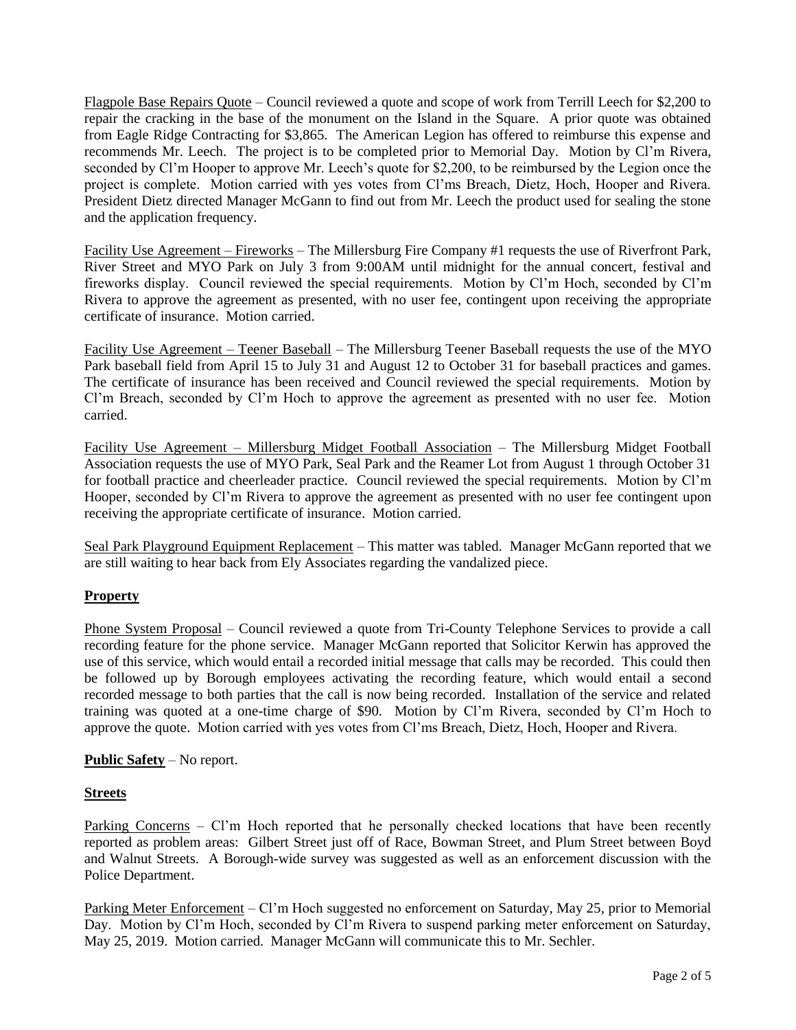Flagpole Base Repairs Quote – Council reviewed a quote and scope of work from Terrill Leech for $2,200 to repair the cracking in the base of the monument on the Island in the Square. A prior quote was obtained from Eagle Ridge Contracting for $3,865. The American Legion has offered to reimburse this expense and recommends Mr. Leech. The project is to be completed prior to Memorial Day. Motion by Cl'm Rivera, seconded by Cl'm Hooper to approve Mr. Leech's quote for $2,200, to be reimbursed by the Legion once the project is complete. Motion carried with yes votes from Cl'ms Breach, Dietz, Hoch, Hooper and Rivera. President Dietz directed Manager McGann to find out from Mr. Leech the product used for sealing the stone and the application frequency.

Facility Use Agreement – Fireworks – The Millersburg Fire Company #1 requests the use of Riverfront Park, River Street and MYO Park on July 3 from 9:00AM until midnight for the annual concert, festival and fireworks display. Council reviewed the special requirements. Motion by Cl'm Hoch, seconded by Cl'm Rivera to approve the agreement as presented, with no user fee, contingent upon receiving the appropriate certificate of insurance. Motion carried.

Facility Use Agreement – Teener Baseball – The Millersburg Teener Baseball requests the use of the MYO Park baseball field from April 15 to July 31 and August 12 to October 31 for baseball practices and games. The certificate of insurance has been received and Council reviewed the special requirements. Motion by Cl'm Breach, seconded by Cl'm Hoch to approve the agreement as presented with no user fee. Motion carried.

Facility Use Agreement – Millersburg Midget Football Association – The Millersburg Midget Football Association requests the use of MYO Park, Seal Park and the Reamer Lot from August 1 through October 31 for football practice and cheerleader practice. Council reviewed the special requirements. Motion by Cl'm Hooper, seconded by Cl'm Rivera to approve the agreement as presented with no user fee contingent upon receiving the appropriate certificate of insurance. Motion carried.

Seal Park Playground Equipment Replacement – This matter was tabled. Manager McGann reported that we are still waiting to hear back from Ely Associates regarding the vandalized piece.

**Property**

Phone System Proposal – Council reviewed a quote from Tri-County Telephone Services to provide a call recording feature for the phone service. Manager McGann reported that Solicitor Kerwin has approved the use of this service, which would entail a recorded initial message that calls may be recorded. This could then be followed up by Borough employees activating the recording feature, which would entail a second recorded message to both parties that the call is now being recorded. Installation of the service and related training was quoted at a one-time charge of $90. Motion by Cl'm Rivera, seconded by Cl'm Hoch to approve the quote. Motion carried with yes votes from Cl'ms Breach, Dietz, Hoch, Hooper and Rivera.

**Public Safety** – No report.

**Streets**

Parking Concerns – Cl'm Hoch reported that he personally checked locations that have been recently reported as problem areas: Gilbert Street just off of Race, Bowman Street, and Plum Street between Boyd and Walnut Streets. A Borough-wide survey was suggested as well as an enforcement discussion with the Police Department.

Parking Meter Enforcement – Cl'm Hoch suggested no enforcement on Saturday, May 25, prior to Memorial Day. Motion by Cl'm Hoch, seconded by Cl'm Rivera to suspend parking meter enforcement on Saturday, May 25, 2019. Motion carried. Manager McGann will communicate this to Mr. Sechler.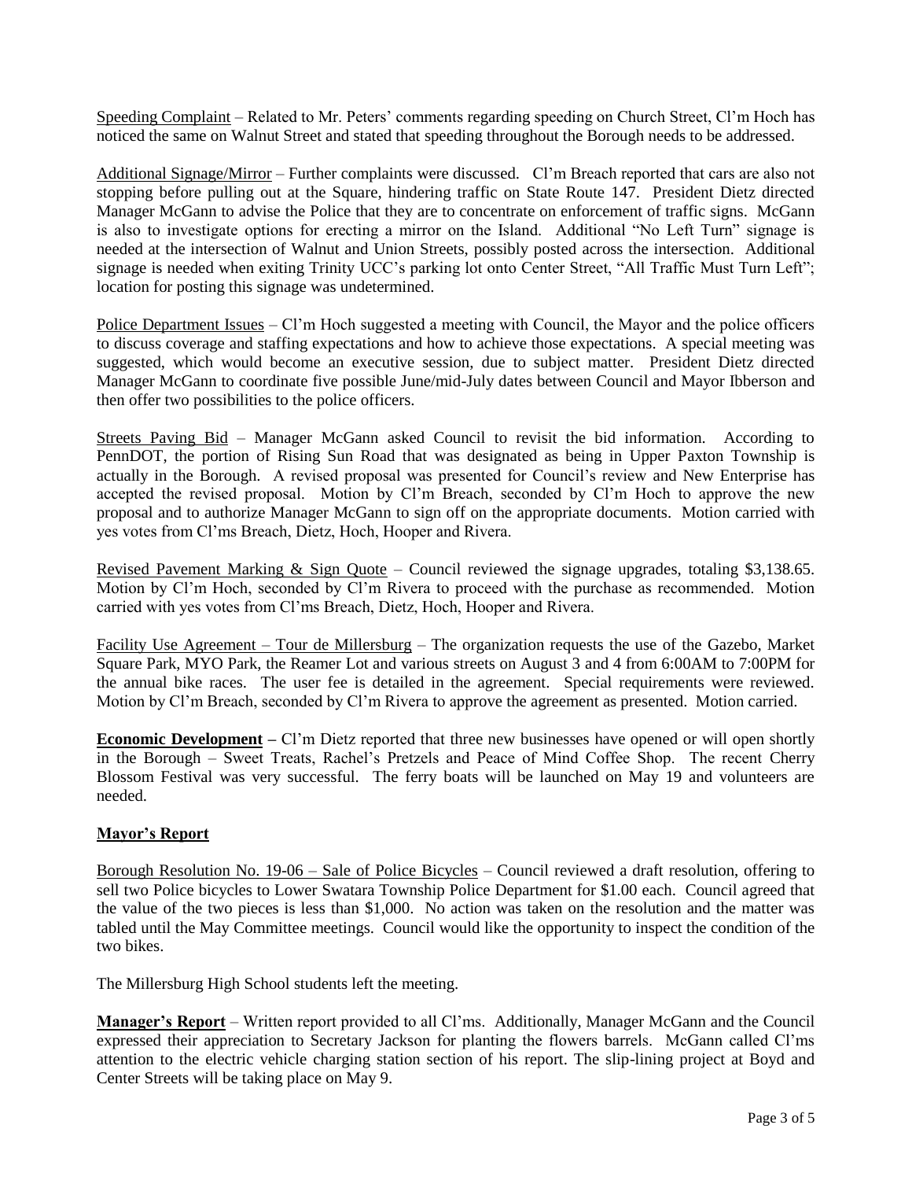Speeding Complaint – Related to Mr. Peters' comments regarding speeding on Church Street, Cl'm Hoch has noticed the same on Walnut Street and stated that speeding throughout the Borough needs to be addressed.

Additional Signage/Mirror – Further complaints were discussed. Cl'm Breach reported that cars are also not stopping before pulling out at the Square, hindering traffic on State Route 147. President Dietz directed Manager McGann to advise the Police that they are to concentrate on enforcement of traffic signs. McGann is also to investigate options for erecting a mirror on the Island. Additional "No Left Turn" signage is needed at the intersection of Walnut and Union Streets, possibly posted across the intersection. Additional signage is needed when exiting Trinity UCC's parking lot onto Center Street, "All Traffic Must Turn Left"; location for posting this signage was undetermined.

Police Department Issues – Cl'm Hoch suggested a meeting with Council, the Mayor and the police officers to discuss coverage and staffing expectations and how to achieve those expectations. A special meeting was suggested, which would become an executive session, due to subject matter. President Dietz directed Manager McGann to coordinate five possible June/mid-July dates between Council and Mayor Ibberson and then offer two possibilities to the police officers.

Streets Paving Bid – Manager McGann asked Council to revisit the bid information. According to PennDOT, the portion of Rising Sun Road that was designated as being in Upper Paxton Township is actually in the Borough. A revised proposal was presented for Council's review and New Enterprise has accepted the revised proposal. Motion by Cl'm Breach, seconded by Cl'm Hoch to approve the new proposal and to authorize Manager McGann to sign off on the appropriate documents. Motion carried with yes votes from Cl'ms Breach, Dietz, Hoch, Hooper and Rivera.

Revised Pavement Marking & Sign Quote – Council reviewed the signage upgrades, totaling $3,138.65. Motion by Cl'm Hoch, seconded by Cl'm Rivera to proceed with the purchase as recommended. Motion carried with yes votes from Cl'ms Breach, Dietz, Hoch, Hooper and Rivera.

Facility Use Agreement – Tour de Millersburg – The organization requests the use of the Gazebo, Market Square Park, MYO Park, the Reamer Lot and various streets on August 3 and 4 from 6:00AM to 7:00PM for the annual bike races. The user fee is detailed in the agreement. Special requirements were reviewed. Motion by Cl'm Breach, seconded by Cl'm Rivera to approve the agreement as presented. Motion carried.

**Economic Development –** Cl'm Dietz reported that three new businesses have opened or will open shortly in the Borough – Sweet Treats, Rachel's Pretzels and Peace of Mind Coffee Shop. The recent Cherry Blossom Festival was very successful. The ferry boats will be launched on May 19 and volunteers are needed.

**Mayor's Report**

Borough Resolution No. 19-06 – Sale of Police Bicycles – Council reviewed a draft resolution, offering to sell two Police bicycles to Lower Swatara Township Police Department for $1.00 each. Council agreed that the value of the two pieces is less than $1,000. No action was taken on the resolution and the matter was tabled until the May Committee meetings. Council would like the opportunity to inspect the condition of the two bikes.

The Millersburg High School students left the meeting.

**Manager's Report** – Written report provided to all Cl'ms. Additionally, Manager McGann and the Council expressed their appreciation to Secretary Jackson for planting the flowers barrels. McGann called Cl'ms attention to the electric vehicle charging station section of his report. The slip-lining project at Boyd and Center Streets will be taking place on May 9.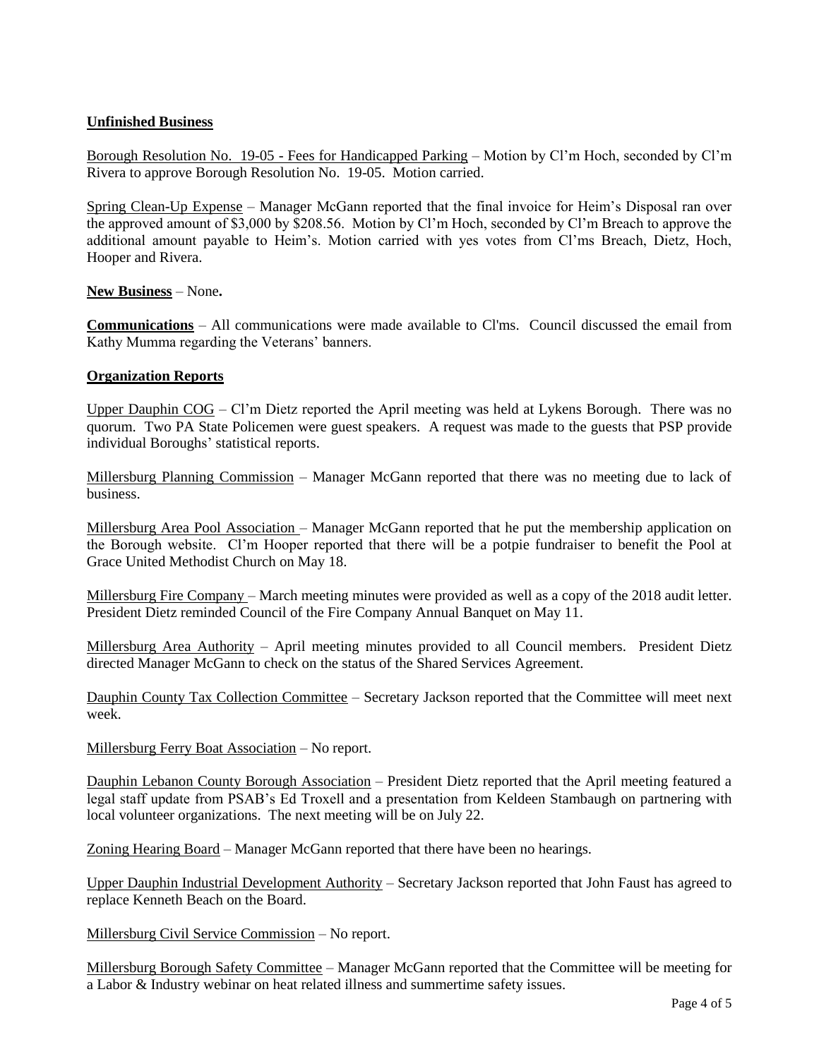**Unfinished Business**

Borough Resolution No. 19-05 - Fees for Handicapped Parking – Motion by Cl'm Hoch, seconded by Cl'm Rivera to approve Borough Resolution No. 19-05. Motion carried.

Spring Clean-Up Expense – Manager McGann reported that the final invoice for Heim's Disposal ran over the approved amount of $3,000 by $208.56. Motion by Cl'm Hoch, seconded by Cl'm Breach to approve the additional amount payable to Heim's. Motion carried with yes votes from Cl'ms Breach, Dietz, Hoch, Hooper and Rivera.

**New Business** – None**.**

**Communications** – All communications were made available to Cl'ms. Council discussed the email from Kathy Mumma regarding the Veterans' banners.

**Organization Reports**

Upper Dauphin COG – Cl'm Dietz reported the April meeting was held at Lykens Borough. There was no quorum. Two PA State Policemen were guest speakers. A request was made to the guests that PSP provide individual Boroughs' statistical reports.

Millersburg Planning Commission – Manager McGann reported that there was no meeting due to lack of business.

Millersburg Area Pool Association – Manager McGann reported that he put the membership application on the Borough website. Cl'm Hooper reported that there will be a potpie fundraiser to benefit the Pool at Grace United Methodist Church on May 18.

Millersburg Fire Company – March meeting minutes were provided as well as a copy of the 2018 audit letter. President Dietz reminded Council of the Fire Company Annual Banquet on May 11.

Millersburg Area Authority – April meeting minutes provided to all Council members. President Dietz directed Manager McGann to check on the status of the Shared Services Agreement.

Dauphin County Tax Collection Committee – Secretary Jackson reported that the Committee will meet next week.

Millersburg Ferry Boat Association – No report.

Dauphin Lebanon County Borough Association – President Dietz reported that the April meeting featured a legal staff update from PSAB's Ed Troxell and a presentation from Keldeen Stambaugh on partnering with local volunteer organizations. The next meeting will be on July 22.

Zoning Hearing Board – Manager McGann reported that there have been no hearings.

Upper Dauphin Industrial Development Authority – Secretary Jackson reported that John Faust has agreed to replace Kenneth Beach on the Board.

Millersburg Civil Service Commission – No report.

Millersburg Borough Safety Committee – Manager McGann reported that the Committee will be meeting for a Labor & Industry webinar on heat related illness and summertime safety issues.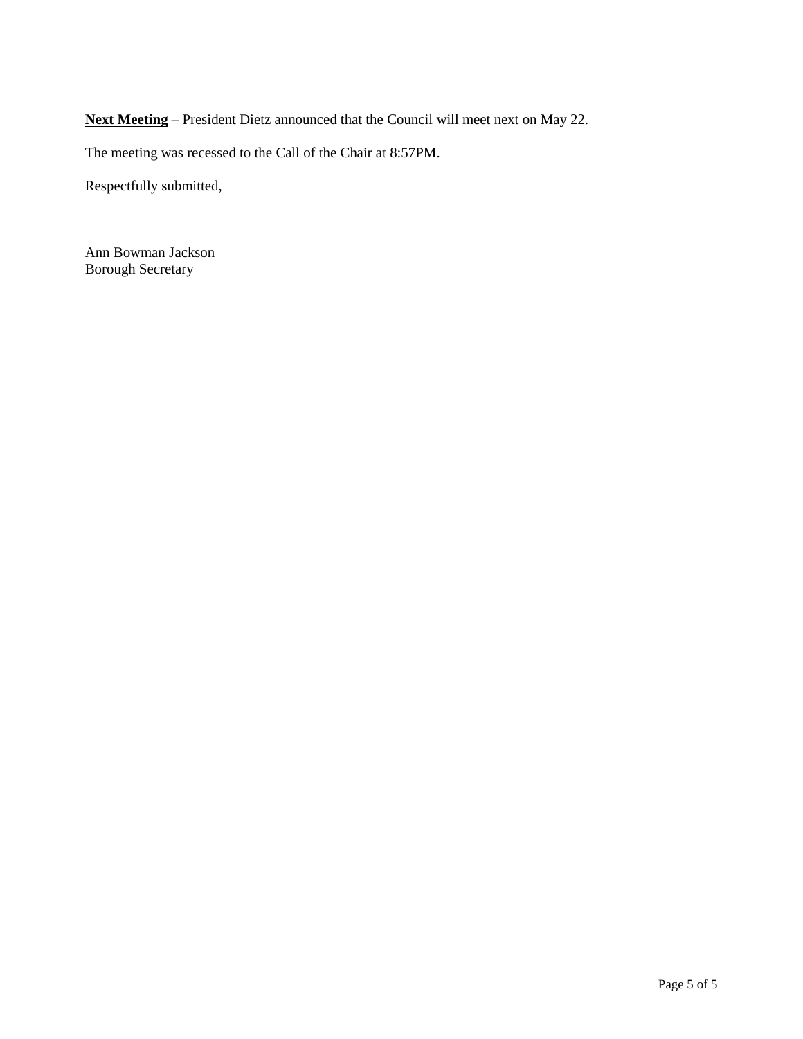**Next Meeting** – President Dietz announced that the Council will meet next on May 22.

The meeting was recessed to the Call of the Chair at 8:57PM.

Respectfully submitted,

Ann Bowman Jackson
Borough Secretary